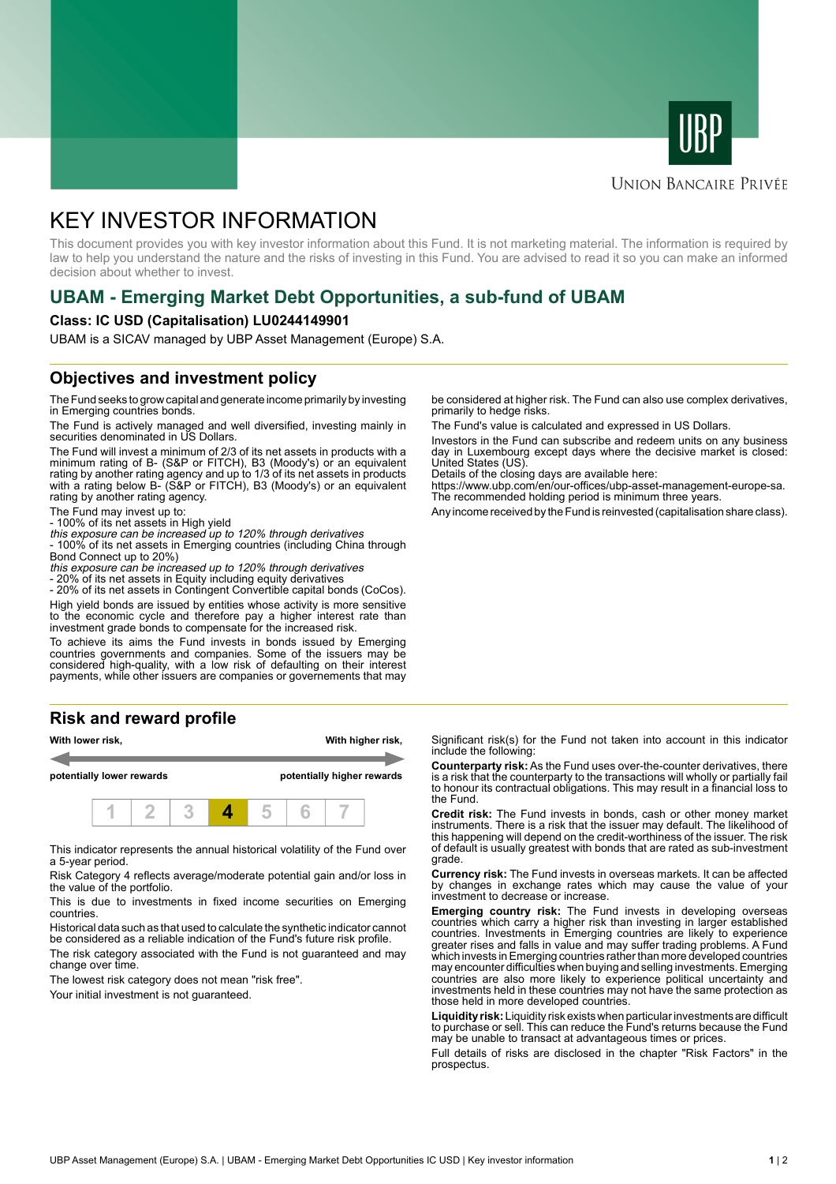UBP

Union Bancaire Privée

# KEY INVESTOR INFORMATION

This document provides you with key investor information about this Fund. It is not marketing material. The information is required by law to help you understand the nature and the risks of investing in this Fund. You are advised to read it so you can make an informed decision about whether to invest.

## UBAM - Emerging Market Debt Opportunities, a sub-fund of UBAM

**Class: IC USD (Capitalisation) LU0244149901**

UBAM is a SICAV managed by UBP Asset Management (Europe) S.A.

## Objectives and investment policy

The Fund seeks to grow capital and generate income primarily by investing in Emerging countries bonds.

The Fund is actively managed and well diversified, investing mainly in securities denominated in US Dollars.

The Fund will invest a minimum of 2/3 of its net assets in products with a minimum rating of B- (S&P or FITCH), B3 (Moody's) or an equivalent rating by another rating agency and up to 1/3 of its net assets in products with a rating below B- (S&P or FITCH), B3 (Moody's) or an equivalent rating by another rating agency.

The Fund may invest up to:
- 100% of its net assets in High yield
*this exposure can be increased up to 120% through derivatives*
- 100% of its net assets in Emerging countries (including China through Bond Connect up to 20%)
*this exposure can be increased up to 120% through derivatives*
- 20% of its net assets in Equity including equity derivatives
- 20% of its net assets in Contingent Convertible capital bonds (CoCos).

High yield bonds are issued by entities whose activity is more sensitive to the economic cycle and therefore pay a higher interest rate than investment grade bonds to compensate for the increased risk.

To achieve its aims the Fund invests in bonds issued by Emerging countries governments and companies. Some of the issuers may be considered high-quality, with a low risk of defaulting on their interest payments, while other issuers are companies or governements that may be considered at higher risk. The Fund can also use complex derivatives, primarily to hedge risks.

The Fund's value is calculated and expressed in US Dollars.

Investors in the Fund can subscribe and redeem units on any business day in Luxembourg except days where the decisive market is closed: United States (US).
Details of the closing days are available here:
https://www.ubp.com/en/our-offices/ubp-asset-management-europe-sa.
The recommended holding period is minimum three years.

Any income received by the Fund is reinvested (capitalisation share class).

## Risk and reward profile

**With lower risk,** — **With higher risk,**

**potentially lower rewards** — **potentially higher rewards**

| 1 | 2 | 3 | **4** | 5 | 6 | 7 |
|---|---|---|---|---|---|---|

This indicator represents the annual historical volatility of the Fund over a 5-year period.

Risk Category 4 reflects average/moderate potential gain and/or loss in the value of the portfolio.

This is due to investments in fixed income securities on Emerging countries.

Historical data such as that used to calculate the synthetic indicator cannot be considered as a reliable indication of the Fund's future risk profile.

The risk category associated with the Fund is not guaranteed and may change over time.

The lowest risk category does not mean "risk free".

Your initial investment is not guaranteed.

Significant risk(s) for the Fund not taken into account in this indicator include the following:

**Counterparty risk:** As the Fund uses over-the-counter derivatives, there is a risk that the counterparty to the transactions will wholly or partially fail to honour its contractual obligations. This may result in a financial loss to the Fund.

**Credit risk:** The Fund invests in bonds, cash or other money market instruments. There is a risk that the issuer may default. The likelihood of this happening will depend on the credit-worthiness of the issuer. The risk of default is usually greatest with bonds that are rated as sub-investment grade.

**Currency risk:** The Fund invests in overseas markets. It can be affected by changes in exchange rates which may cause the value of your investment to decrease or increase.

**Emerging country risk:** The Fund invests in developing overseas countries which carry a higher risk than investing in larger established countries. Investments in Emerging countries are likely to experience greater rises and falls in value and may suffer trading problems. A Fund which invests in Emerging countries rather than more developed countries may encounter difficulties when buying and selling investments. Emerging countries are also more likely to experience political uncertainty and investments held in these countries may not have the same protection as those held in more developed countries.

**Liquidity risk:** Liquidity risk exists when particular investments are difficult to purchase or sell. This can reduce the Fund's returns because the Fund may be unable to transact at advantageous times or prices.

Full details of risks are disclosed in the chapter "Risk Factors" in the prospectus.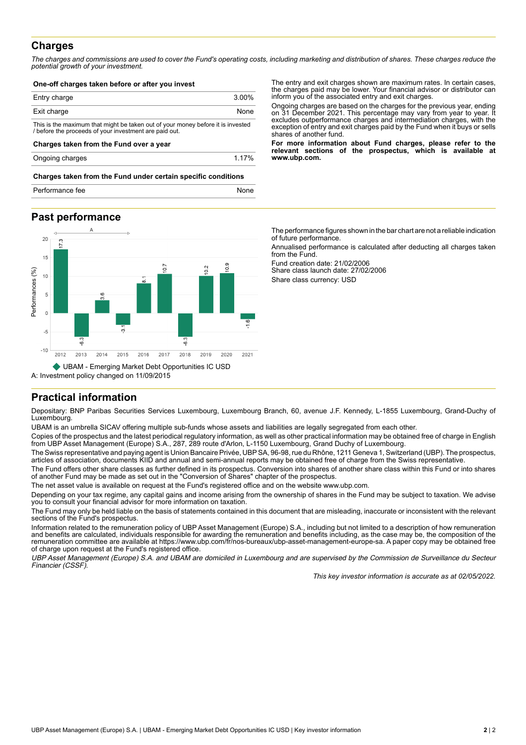## Charges

*The charges and commissions are used to cover the Fund's operating costs, including marketing and distribution of shares. These charges reduce the potential growth of your investment.*

| **One-off charges taken before or after you invest** | |
|---|---|
| Entry charge | 3.00% |
| Exit charge | None |

This is the maximum that might be taken out of your money before it is invested / before the proceeds of your investment are paid out.

| **Charges taken from the Fund over a year** | |
|---|---|
| Ongoing charges | 1.17% |

| **Charges taken from the Fund under certain specific conditions** | |
|---|---|
| Performance fee | None |

The entry and exit charges shown are maximum rates. In certain cases, the charges paid may be lower. Your financial advisor or distributor can inform you of the associated entry and exit charges.

Ongoing charges are based on the charges for the previous year, ending on 31 December 2021. This percentage may vary from year to year. It excludes outperformance charges and intermediation charges, with the exception of entry and exit charges paid by the Fund when it buys or sells shares of another fund.

**For more information about Fund charges, please refer to the relevant sections of the prospectus, which is available at www.ubp.com.**

## Past performance

A

20
15
10
5
0
-5
-10

Performances (%)

17.3
-6.3
3.6
-3.1
8.1
10.7
-6.3
10.2
10.9
-1.6

2012 2013 2014 2015 2016 2017 2018 2019 2020 2021

UBAM - Emerging Market Debt Opportunities IC USD

A: Investment policy changed on 11/09/2015

The performance figures shown in the bar chart are not a reliable indication of future performance.

Annualised performance is calculated after deducting all charges taken from the Fund.

Fund creation date: 21/02/2006
Share class launch date: 27/02/2006
Share class currency: USD

## Practical information

Depositary: BNP Paribas Securities Services Luxembourg, Luxembourg Branch, 60, avenue J.F. Kennedy, L-1855 Luxembourg, Grand-Duchy of Luxembourg.

UBAM is an umbrella SICAV offering multiple sub-funds whose assets and liabilities are legally segregated from each other.

Copies of the prospectus and the latest periodical regulatory information, as well as other practical information may be obtained free of charge in English from UBP Asset Management (Europe) S.A., 287, 289 route d'Arlon, L-1150 Luxembourg, Grand Duchy of Luxembourg.

The Swiss representative and paying agent is Union Bancaire Privée, UBP SA, 96-98, rue du Rhône, 1211 Geneva 1, Switzerland (UBP). The prospectus, articles of association, documents KIID and annual and semi-annual reports may be obtained free of charge from the Swiss representative.

The Fund offers other share classes as further defined in its prospectus. Conversion into shares of another share class within this Fund or into shares of another Fund may be made as set out in the "Conversion of Shares" chapter of the prospectus.

The net asset value is available on request at the Fund's registered office and on the website www.ubp.com.

Depending on your tax regime, any capital gains and income arising from the ownership of shares in the Fund may be subject to taxation. We advise you to consult your financial advisor for more information on taxation.

The Fund may only be held liable on the basis of statements contained in this document that are misleading, inaccurate or inconsistent with the relevant sections of the Fund's prospectus.

Information related to the remuneration policy of UBP Asset Management (Europe) S.A., including but not limited to a description of how remuneration and benefits are calculated, individuals responsible for awarding the remuneration and benefits including, as the case may be, the composition of the remuneration committee are available at https://www.ubp.com/fr/nos-bureaux/ubp-asset-management-europe-sa. A paper copy may be obtained free of charge upon request at the Fund's registered office.

*UBP Asset Management (Europe) S.A. and UBAM are domiciled in Luxembourg and are supervised by the Commission de Surveillance du Secteur Financier (CSSF).*

*This key investor information is accurate as at 02/05/2022.*